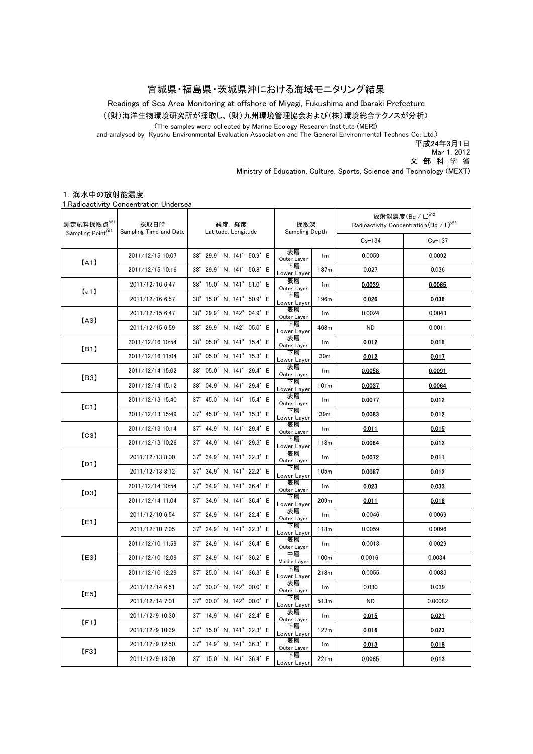# 宮城県・福島県・茨城県沖における海域モニタリング結果

Readings of Sea Area Monitoring at offshore of Miyagi, Fukushima and Ibaraki Prefecture

（(財)海洋生物環境研究所が採取し、(財)九州環境管理協会および(株)環境総合テクノスが分析）

(The samples were collected by Marine Ecology Research Institute (MERI) and analysed by Kyushu Environmental Evaluation Association and The General Environmental Technos Co. Ltd.)

平成24年3月1日
Mar 1, 2012
文 部 科 学 省
Ministry of Education, Culture, Sports, Science and Technology (MEXT)

## 1. 海水中の放射能濃度

1.Radioactivity Concentration Undersea

| 測定試料採取点※1 Sampling Point※1 | 採取日時 Sampling Time and Date | 緯度, 経度 Latitude, Longitude | 採取深 Sampling Depth | | 放射能濃度(Bq / L)※2 Radioactivity Concentration(Bq / L)※2 | |
|---|---|---|---|---|---|---|
| | | | | | Cs-134 | Cs-137 |
| 【A1】 | 2011/12/15 10:07 | 38° 29.9′ N, 141° 50.9′ E | 表層 Outer Layer | 1m | 0.0059 | 0.0092 |
| | 2011/12/15 10:16 | 38° 29.9′ N, 141° 50.8′ E | 下層 Lower Layer | 187m | 0.027 | 0.036 |
| 【a1】 | 2011/12/16 6:47 | 38° 15.0′ N, 141° 51.0′ E | 表層 Outer Layer | 1m | 0.0039 | 0.0065 |
| | 2011/12/16 6:57 | 38° 15.0′ N, 141° 50.9′ E | 下層 Lower Layer | 196m | 0.026 | 0.036 |
| 【A3】 | 2011/12/15 6:47 | 38° 29.9′ N, 142° 04.9′ E | 表層 Outer Layer | 1m | 0.0024 | 0.0043 |
| | 2011/12/15 6:59 | 38° 29.9′ N, 142° 05.0′ E | 下層 Lower Layer | 468m | ND | 0.0011 |
| 【B1】 | 2011/12/16 10:54 | 38° 05.0′ N, 141° 15.4′ E | 表層 Outer Layer | 1m | 0.012 | 0.018 |
| | 2011/12/16 11:04 | 38° 05.0′ N, 141° 15.3′ E | 下層 Lower Layer | 30m | 0.012 | 0.017 |
| 【B3】 | 2011/12/14 15:02 | 38° 05.0′ N, 141° 29.4′ E | 表層 Outer Layer | 1m | 0.0058 | 0.0091 |
| | 2011/12/14 15:12 | 38° 04.9′ N, 141° 29.4′ E | 下層 Lower Layer | 101m | 0.0037 | 0.0064 |
| 【C1】 | 2011/12/13 15:40 | 37° 45.0′ N, 141° 15.4′ E | 表層 Outer Layer | 1m | 0.0077 | 0.012 |
| | 2011/12/13 15:49 | 37° 45.0′ N, 141° 15.3′ E | 下層 Lower Layer | 39m | 0.0083 | 0.012 |
| 【C3】 | 2011/12/13 10:14 | 37° 44.9′ N, 141° 29.4′ E | 表層 Outer Layer | 1m | 0.011 | 0.015 |
| | 2011/12/13 10:26 | 37° 44.9′ N, 141° 29.3′ E | 下層 Lower Layer | 118m | 0.0084 | 0.012 |
| 【D1】 | 2011/12/13 8:00 | 37° 34.9′ N, 141° 22.3′ E | 表層 Outer Layer | 1m | 0.0072 | 0.011 |
| | 2011/12/13 8:12 | 37° 34.9′ N, 141° 22.2′ E | 下層 Lower Layer | 105m | 0.0087 | 0.012 |
| 【D3】 | 2011/12/14 10:54 | 37° 34.9′ N, 141° 36.4′ E | 表層 Outer Layer | 1m | 0.023 | 0.033 |
| | 2011/12/14 11:04 | 37° 34.9′ N, 141° 36.4′ E | 下層 Lower Layer | 209m | 0.011 | 0.016 |
| 【E1】 | 2011/12/10 6:54 | 37° 24.9′ N, 141° 22.4′ E | 表層 Outer Layer | 1m | 0.0046 | 0.0069 |
| | 2011/12/10 7:05 | 37° 24.9′ N, 141° 22.3′ E | 下層 Lower Layer | 118m | 0.0059 | 0.0096 |
| 【E3】 | 2011/12/10 11:59 | 37° 24.9′ N, 141° 36.4′ E | 表層 Outer Layer | 1m | 0.0013 | 0.0029 |
| | 2011/12/10 12:09 | 37° 24.9′ N, 141° 36.2′ E | 中層 Middle Layer | 100m | 0.0016 | 0.0034 |
| | 2011/12/10 12:29 | 37° 25.0′ N, 141° 36.3′ E | 下層 Lower Layer | 218m | 0.0055 | 0.0083 |
| 【E5】 | 2011/12/14 6:51 | 37° 30.0′ N, 142° 00.0′ E | 表層 Outer Layer | 1m | 0.030 | 0.039 |
| | 2011/12/14 7:01 | 37° 30.0′ N, 142° 00.0′ E | 下層 Lower Layer | 513m | ND | 0.00082 |
| 【F1】 | 2011/12/9 10:30 | 37° 14.9′ N, 141° 22.4′ E | 表層 Outer Layer | 1m | 0.015 | 0.021 |
| | 2011/12/9 10:39 | 37° 15.0′ N, 141° 22.3′ E | 下層 Lower Layer | 127m | 0.016 | 0.023 |
| 【F3】 | 2011/12/9 12:50 | 37° 14.9′ N, 141° 36.3′ E | 表層 Outer Layer | 1m | 0.013 | 0.018 |
| | 2011/12/9 13:00 | 37° 15.0′ N, 141° 36.4′ E | 下層 Lower Layer | 221m | 0.0085 | 0.013 |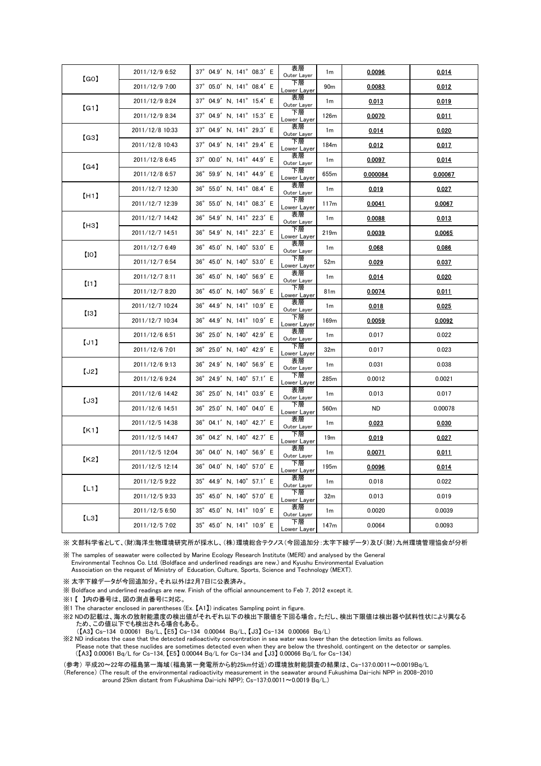| | | | | | | |
|---|---|---|---|---|---|---|
| 【G0】 | 2011/12/9 6:52 | 37° 04.9′ N, 141° 08.3′ E | 表層 Outer Layer | 1m | **<u>0.0096</u>** | **<u>0.014</u>** |
| | 2011/12/9 7:00 | 37° 05.0′ N, 141° 08.4′ E | 下層 Lower Layer | 90m | **<u>0.0083</u>** | **<u>0.012</u>** |
| 【G1】 | 2011/12/9 8:24 | 37° 04.9′ N, 141° 15.4′ E | 表層 Outer Layer | 1m | **<u>0.013</u>** | **<u>0.019</u>** |
| | 2011/12/9 8:34 | 37° 04.9′ N, 141° 15.3′ E | 下層 Lower Layer | 126m | **<u>0.0070</u>** | **<u>0.011</u>** |
| 【G3】 | 2011/12/8 10:33 | 37° 04.9′ N, 141° 29.3′ E | 表層 Outer Layer | 1m | **<u>0.014</u>** | **<u>0.020</u>** |
| | 2011/12/8 10:43 | 37° 04.9′ N, 141° 29.4′ E | 下層 Lower Layer | 184m | **<u>0.012</u>** | **<u>0.017</u>** |
| 【G4】 | 2011/12/8 6:45 | 37° 00.0′ N, 141° 44.9′ E | 表層 Outer Layer | 1m | **<u>0.0097</u>** | **<u>0.014</u>** |
| | 2011/12/8 6:57 | 36° 59.9′ N, 141° 44.9′ E | 下層 Lower Layer | 655m | **<u>0.000084</u>** | **<u>0.00067</u>** |
| 【H1】 | 2011/12/7 12:30 | 36° 55.0′ N, 141° 08.4′ E | 表層 Outer Layer | 1m | **<u>0.019</u>** | **<u>0.027</u>** |
| | 2011/12/7 12:39 | 36° 55.0′ N, 141° 08.3′ E | 下層 Lower Layer | 117m | **<u>0.0041</u>** | **<u>0.0067</u>** |
| 【H3】 | 2011/12/7 14:42 | 36° 54.9′ N, 141° 22.3′ E | 表層 Outer Layer | 1m | **<u>0.0088</u>** | **<u>0.013</u>** |
| | 2011/12/7 14:51 | 36° 54.9′ N, 141° 22.3′ E | 下層 Lower Layer | 219m | **<u>0.0039</u>** | **<u>0.0065</u>** |
| 【I0】 | 2011/12/7 6:49 | 36° 45.0′ N, 140° 53.0′ E | 表層 Outer Layer | 1m | **<u>0.068</u>** | **<u>0.086</u>** |
| | 2011/12/7 6:54 | 36° 45.0′ N, 140° 53.0′ E | 下層 Lower Layer | 52m | **<u>0.029</u>** | **<u>0.037</u>** |
| 【I1】 | 2011/12/7 8:11 | 36° 45.0′ N, 140° 56.9′ E | 表層 Outer Layer | 1m | **<u>0.014</u>** | **<u>0.020</u>** |
| | 2011/12/7 8:20 | 36° 45.0′ N, 140° 56.9′ E | 下層 Lower Layer | 81m | **<u>0.0074</u>** | **<u>0.011</u>** |
| 【I3】 | 2011/12/7 10:24 | 36° 44.9′ N, 141° 10.9′ E | 表層 Outer Layer | 1m | **<u>0.018</u>** | **<u>0.025</u>** |
| | 2011/12/7 10:34 | 36° 44.9′ N, 141° 10.9′ E | 下層 Lower Layer | 169m | **<u>0.0059</u>** | **<u>0.0092</u>** |
| 【J1】 | 2011/12/6 6:51 | 36° 25.0′ N, 140° 42.9′ E | 表層 Outer Layer | 1m | 0.017 | 0.022 |
| | 2011/12/6 7:01 | 36° 25.0′ N, 140° 42.9′ E | 下層 Lower Layer | 32m | 0.017 | 0.023 |
| 【J2】 | 2011/12/6 9:13 | 36° 24.9′ N, 140° 56.9′ E | 表層 Outer Layer | 1m | 0.031 | 0.038 |
| | 2011/12/6 9:24 | 36° 24.9′ N, 140° 57.1′ E | 下層 Lower Layer | 285m | 0.0012 | 0.0021 |
| 【J3】 | 2011/12/6 14:42 | 36° 25.0′ N, 141° 03.9′ E | 表層 Outer Layer | 1m | 0.013 | 0.017 |
| | 2011/12/6 14:51 | 36° 25.0′ N, 140° 04.0′ E | 下層 Lower Layer | 560m | ND | 0.00078 |
| 【K1】 | 2011/12/5 14:38 | 36° 04.1′ N, 140° 42.7′ E | 表層 Outer Layer | 1m | **<u>0.023</u>** | **<u>0.030</u>** |
| | 2011/12/5 14:47 | 36° 04.2′ N, 140° 42.7′ E | 下層 Lower Layer | 19m | **<u>0.019</u>** | **<u>0.027</u>** |
| 【K2】 | 2011/12/5 12:04 | 36° 04.0′ N, 140° 56.9′ E | 表層 Outer Layer | 1m | **<u>0.0071</u>** | **<u>0.011</u>** |
| | 2011/12/5 12:14 | 36° 04.0′ N, 140° 57.0′ E | 下層 Lower Layer | 195m | **<u>0.0096</u>** | **<u>0.014</u>** |
| 【L1】 | 2011/12/5 9:22 | 35° 44.9′ N, 140° 57.1′ E | 表層 Outer Layer | 1m | 0.018 | 0.022 |
| | 2011/12/5 9:33 | 35° 45.0′ N, 140° 57.0′ E | 下層 Lower Layer | 32m | 0.013 | 0.019 |
| 【L3】 | 2011/12/5 6:50 | 35° 45.0′ N, 141° 10.9′ E | 表層 Outer Layer | 1m | 0.0020 | 0.0039 |
| | 2011/12/5 7:02 | 35° 45.0′ N, 141° 10.9′ E | 下層 Lower Layer | 147m | 0.0064 | 0.0093 |

※ 文部科学省として、(財)海洋生物環境研究所が採水し、(株)環境総合テクノス(今回追加分:太字下線データ)及び(財)九州環境管理協会が分析

※ The samples of seawater were collected by Marine Ecology Research Institute (MERI) and analysed by the General Environmental Technos Co. Ltd. (Boldface and underlined readings are new.) and Kyushu Environmental Evaluation Association on the request of Ministry of Education, Culture, Sports, Science and Technology (MEXT).

※ 太字下線データが今回追加分。それ以外は2月7日に公表済み。

※ Boldface and underlined readings are new. Finish of the official announcement to Feb 7, 2012 except it.

※1 【 】内の番号は、図の測点番号に対応。

※1 The character enclosed in parentheses (Ex. 【A1】) indicates Sampling point in figure.

※2 NDの記載は、海水の放射能濃度の検出値がそれぞれ以下の検出下限値を下回る場合。ただし、検出下限値は検出器や試料性状により異なるため、この値以下でも検出される場合もある。
(【A3】Cs-134 0.00061 Bq/L、【E5】Cs-134 0.00044 Bq/L、【J3】Cs-134 0.00066 Bq/L)

※2 ND indicates the case that the detected radioactivity concentration in sea water was lower than the detection limits as follows.
Please note that these nuclides are sometimes detected even when they are below the threshold, contingent on the detector or samples.
(【A3】0.00061 Bq/L for Cs-134, 【E5】0.00044 Bq/L for Cs-134 and 【J3】0.00066 Bq/L for Cs-134)

(参考) 平成20~22年の福島第一海域(福島第一発電所から約25km付近)の環境放射能調査の結果は、Cs-137:0.0011~0.0019Bq/L

(Reference) (The result of the environmental radioactivity measurement in the seawater around Fukushima Dai-ichi NPP in 2008-2010 around 25km distant from Fukushima Dai-ichi NPP); Cs-137:0.0011~0.0019 Bq/L.)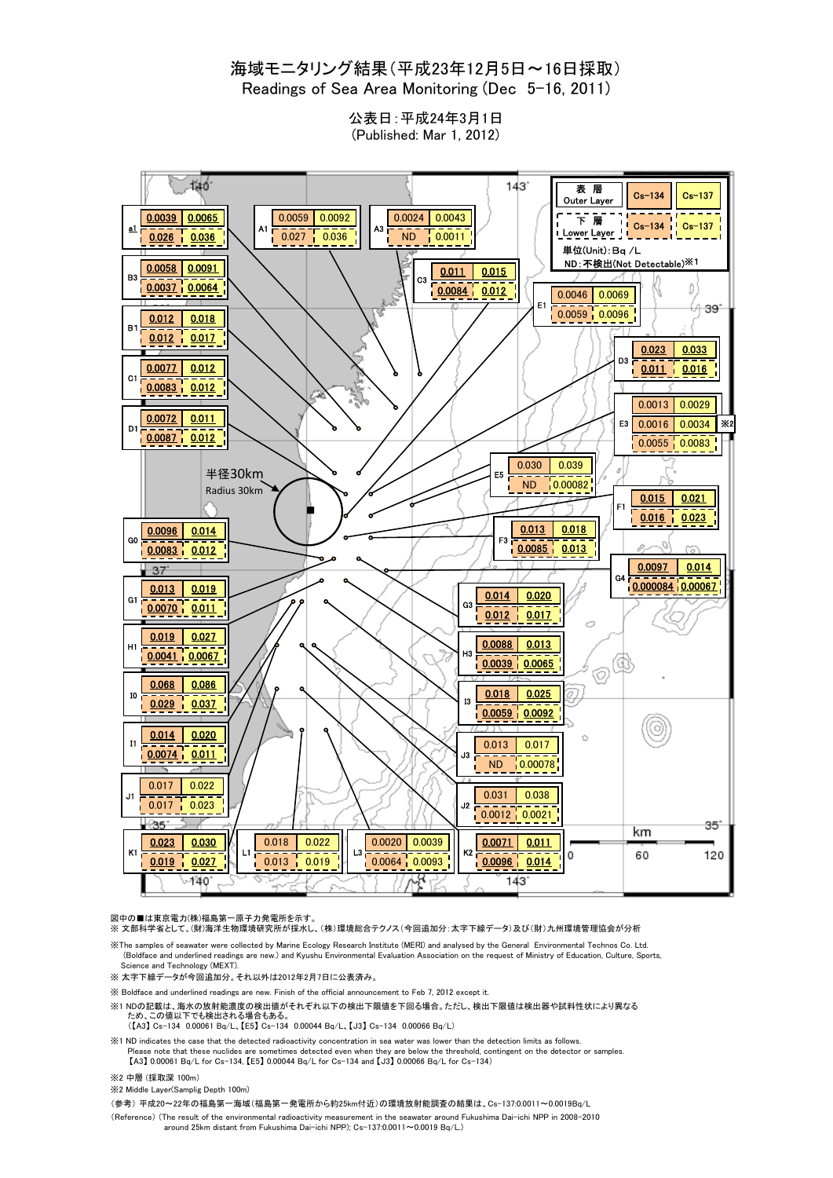# 海域モニタリング結果（平成23年12月5日～16日採取）
## Readings of Sea Area Monitoring (Dec 5-16, 2011)

公表日：平成24年3月1日
(Published: Mar 1, 2012)

表層 Outer Layer: Cs-134 | Cs-137
下層 Lower Layer: Cs-134 | Cs-137
単位(Unit)：Bq /L
ND：不検出(Not Detectable)※1

| 地点 | 層 | Cs-134 | Cs-137 |
|---|---|---|---|
| a1 | 表層 | **0.0039** | **0.0065** |
| a1 | 下層 | **0.026** | **0.036** |
| A1 | 表層 | 0.0059 | 0.0092 |
| A1 | 下層 | 0.027 | 0.036 |
| A3 | 表層 | 0.0024 | 0.0043 |
| A3 | 下層 | ND | 0.0011 |
| B3 | 表層 | **0.0058** | **0.0091** |
| B3 | 下層 | **0.0037** | **0.0064** |
| C3 | 表層 | **0.011** | **0.015** |
| C3 | 下層 | **0.0084** | **0.012** |
| E1 | 表層 | 0.0046 | 0.0069 |
| E1 | 下層 | 0.0059 | 0.0096 |
| B1 | 表層 | **0.012** | **0.018** |
| B1 | 下層 | **0.012** | **0.017** |
| D3 | 表層 | **0.023** | **0.033** |
| D3 | 下層 | **0.011** | **0.016** |
| C1 | 表層 | **0.0077** | **0.012** |
| C1 | 下層 | **0.0083** | **0.012** |
| E3 | 表層 | 0.0013 | 0.0029 |
| E3 | 中層※2 | 0.0016 | 0.0034 |
| E3 | 下層 | 0.0055 | 0.0083 |
| D1 | 表層 | **0.0072** | **0.011** |
| D1 | 下層 | **0.0087** | **0.012** |
| E5 | 表層 | 0.030 | 0.039 |
| E5 | 下層 | ND | 0.00082 |
| F1 | 表層 | **0.015** | **0.021** |
| F1 | 下層 | **0.016** | **0.023** |
| G0 | 表層 | **0.0096** | **0.014** |
| G0 | 下層 | **0.0083** | **0.012** |
| F3 | 表層 | **0.013** | **0.018** |
| F3 | 下層 | **0.0085** | **0.013** |
| G4 | 表層 | **0.0097** | **0.014** |
| G4 | 下層 | **0.000084** | **0.00067** |
| G1 | 表層 | **0.013** | **0.019** |
| G1 | 下層 | **0.0070** | **0.011** |
| G3 | 表層 | **0.014** | **0.020** |
| G3 | 下層 | **0.012** | **0.017** |
| H1 | 表層 | **0.019** | **0.027** |
| H1 | 下層 | **0.0041** | **0.0067** |
| H3 | 表層 | **0.0088** | **0.013** |
| H3 | 下層 | **0.0039** | **0.0065** |
| I0 | 表層 | **0.068** | **0.086** |
| I0 | 下層 | **0.029** | **0.037** |
| I3 | 表層 | **0.018** | **0.025** |
| I3 | 下層 | **0.0059** | **0.0092** |
| I1 | 表層 | **0.014** | **0.020** |
| I1 | 下層 | **0.0074** | **0.011** |
| J3 | 表層 | 0.013 | 0.017 |
| J3 | 下層 | ND | 0.00078 |
| J1 | 表層 | 0.017 | 0.022 |
| J1 | 下層 | 0.017 | 0.023 |
| J2 | 表層 | 0.031 | 0.038 |
| J2 | 下層 | 0.0012 | 0.0021 |
| K1 | 表層 | **0.023** | **0.030** |
| K1 | 下層 | **0.019** | **0.027** |
| L1 | 表層 | 0.018 | 0.022 |
| L1 | 下層 | 0.013 | 0.019 |
| L3 | 表層 | 0.0020 | 0.0039 |
| L3 | 下層 | 0.0064 | 0.0093 |
| K2 | 表層 | **0.0071** | **0.011** |
| K2 | 下層 | **0.0096** | **0.014** |

半径30km
Radius 30km

図中の■は東京電力(株)福島第一原子力発電所を示す。
※ 文部科学省として、(財)海洋生物環境研究所が採水し、(株)環境総合テクノス（今回追加分：太字下線データ）及び(財)九州環境管理協会が分析

※The samples of seawater were collected by Marine Ecology Research Institute (MERI) and analysed by the General Environmental Technos Co. Ltd. (Boldface and underlined readings are new.) and Kyushu Environmental Evaluation Association on the request of Ministry of Education, Culture, Sports, Science and Technology (MEXT).

※ 太字下線データが今回追加分。それ以外は2012年2月7日に公表済み。

※ Boldface and underlined readings are new. Finish of the official announcement to Feb 7, 2012 except it.

※1 NDの記載は、海水の放射能濃度の検出値がそれぞれ以下の検出下限値を下回る場合。ただし、検出下限値は検出器や試料性状により異なるため、この値以下でも検出される場合もある。
（【A3】Cs-134 0.00061 Bq/L、【E5】Cs-134 0.00044 Bq/L、【J3】Cs-134 0.00066 Bq/L）

※1 ND indicates the case that the detected radioactivity concentration in sea water was lower than the detection limits as follows.
Please note that these nuclides are sometimes detected even when they are below the threshold, contingent on the detector or samples.
【A3】0.00061 Bq/L for Cs-134, 【E5】0.00044 Bq/L for Cs-134 and 【J3】0.00066 Bq/L for Cs-134)

※2 中層（採取深 100m）
※2 Middle Layer(Samplig Depth 100m)

（参考）平成20～22年の福島第一海域（福島第一発電所から約25km付近）の環境放射能調査の結果は、Cs-137:0.0011～0.0019Bq/L

(Reference) (The result of the environmental radioactivity measurement in the seawater around Fukushima Dai-ichi NPP in 2008-2010 around 25km distant from Fukushima Dai-ichi NPP); Cs-137:0.0011～0.0019 Bq/L.)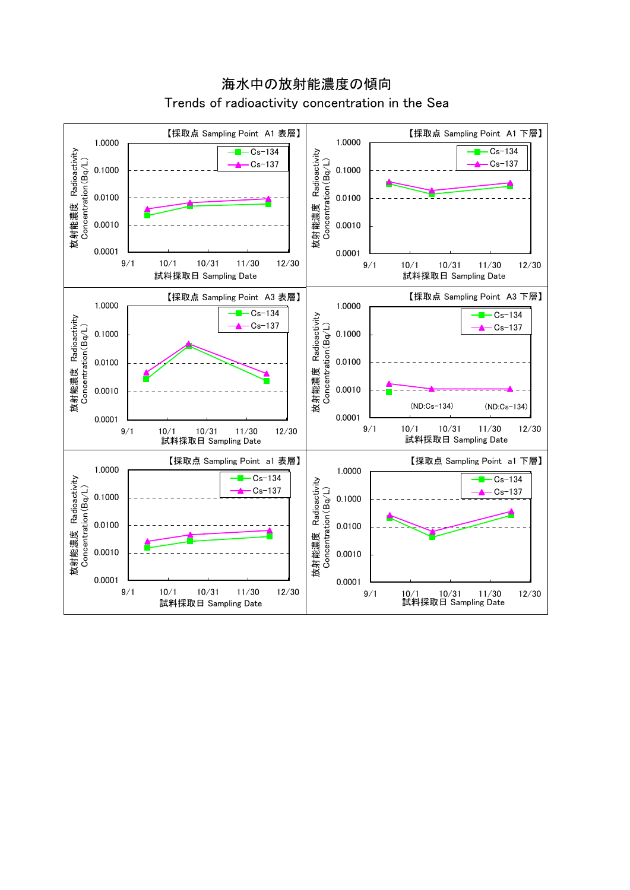# 海水中の放射能濃度の傾向

## Trends of radioactivity concentration in the Sea

【採取点 Sampling Point A1 表層】

放射能濃度 Radioactivity Concentration (Bq/L)

試料採取日 Sampling Date

Cs-134 / Cs-137

【採取点 Sampling Point A1 下層】

放射能濃度 Radioactivity Concentration (Bq/L)

試料採取日 Sampling Date

Cs-134 / Cs-137

【採取点 Sampling Point A3 表層】

放射能濃度 Radioactivity Concentration (Bq/L)

試料採取日 Sampling Date

Cs-134 / Cs-137

【採取点 Sampling Point A3 下層】

放射能濃度 Radioactivity Concentration (Bq/L)

試料採取日 Sampling Date

Cs-134 / Cs-137

(ND:Cs-134) (ND:Cs-134)

【採取点 Sampling Point a1 表層】

放射能濃度 Radioactivity Concentration (Bq/L)

試料採取日 Sampling Date

Cs-134 / Cs-137

【採取点 Sampling Point a1 下層】

放射能濃度 Radioactivity Concentration (Bq/L)

試料採取日 Sampling Date

Cs-134 / Cs-137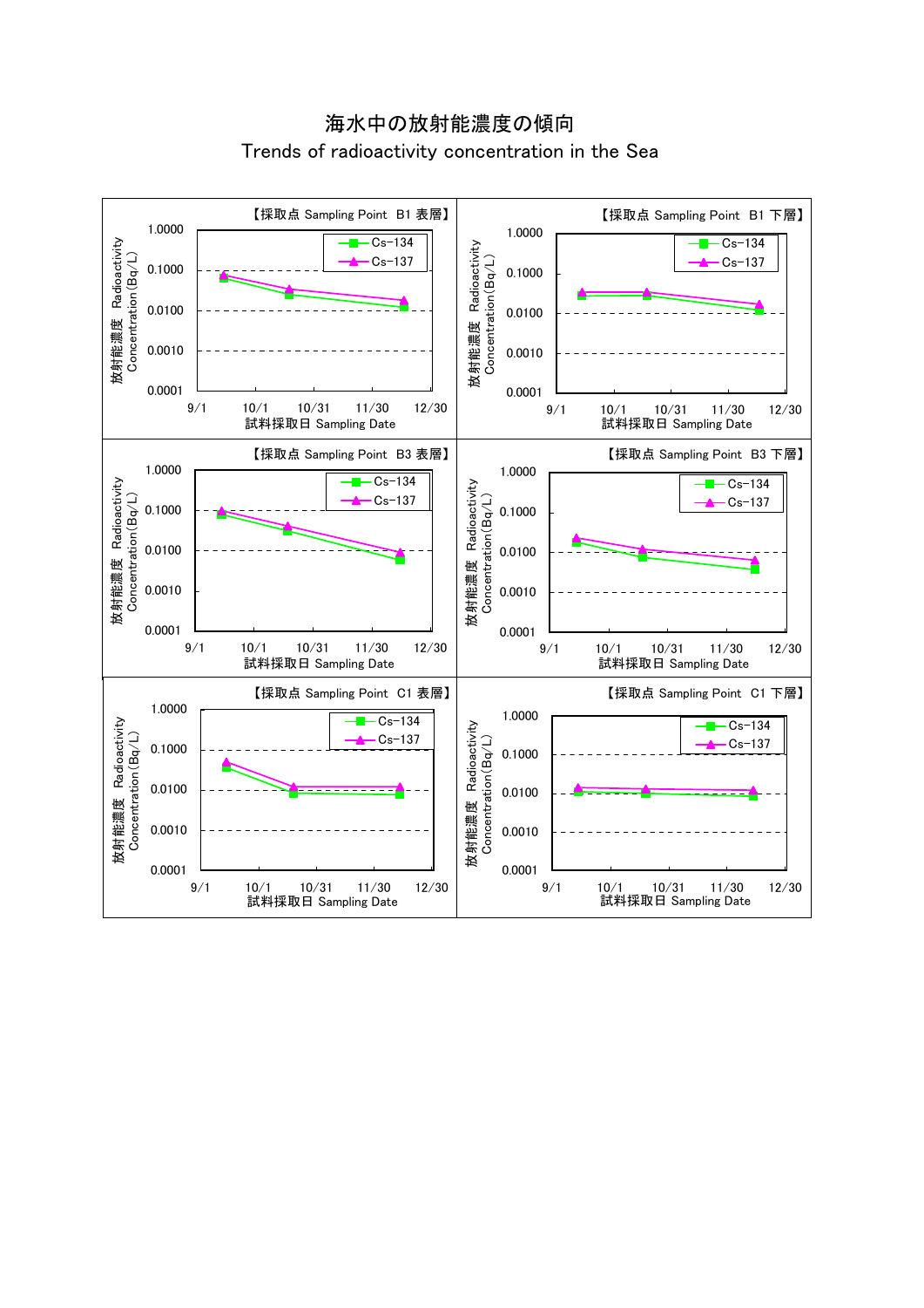# 海水中の放射能濃度の傾向

## Trends of radioactivity concentration in the Sea

【採取点 Sampling Point B1 表層】

放射能濃度 Radioactivity Concentration(Bq/L)

1.0000, 0.1000, 0.0100, 0.0010, 0.0001

9/1, 10/1, 10/31, 11/30, 12/30

試料採取日 Sampling Date

Cs-134, Cs-137

【採取点 Sampling Point B1 下層】

放射能濃度 Radioactivity Concentration(Bq/L)

1.0000, 0.1000, 0.0100, 0.0010, 0.0001

9/1, 10/1, 10/31, 11/30, 12/30

試料採取日 Sampling Date

Cs-134, Cs-137

【採取点 Sampling Point B3 表層】

放射能濃度 Radioactivity Concentration(Bq/L)

1.0000, 0.1000, 0.0100, 0.0010, 0.0001

9/1, 10/1, 10/31, 11/30, 12/30

試料採取日 Sampling Date

Cs-134, Cs-137

【採取点 Sampling Point B3 下層】

放射能濃度 Radioactivity Concentration(Bq/L)

1.0000, 0.1000, 0.0100, 0.0010, 0.0001

9/1, 10/1, 10/31, 11/30, 12/30

試料採取日 Sampling Date

Cs-134, Cs-137

【採取点 Sampling Point C1 表層】

放射能濃度 Radioactivity Concentration(Bq/L)

1.0000, 0.1000, 0.0100, 0.0010, 0.0001

9/1, 10/1, 10/31, 11/30, 12/30

試料採取日 Sampling Date

Cs-134, Cs-137

【採取点 Sampling Point C1 下層】

放射能濃度 Radioactivity Concentration(Bq/L)

1.0000, 0.1000, 0.0100, 0.0010, 0.0001

9/1, 10/1, 10/31, 11/30, 12/30

試料採取日 Sampling Date

Cs-134, Cs-137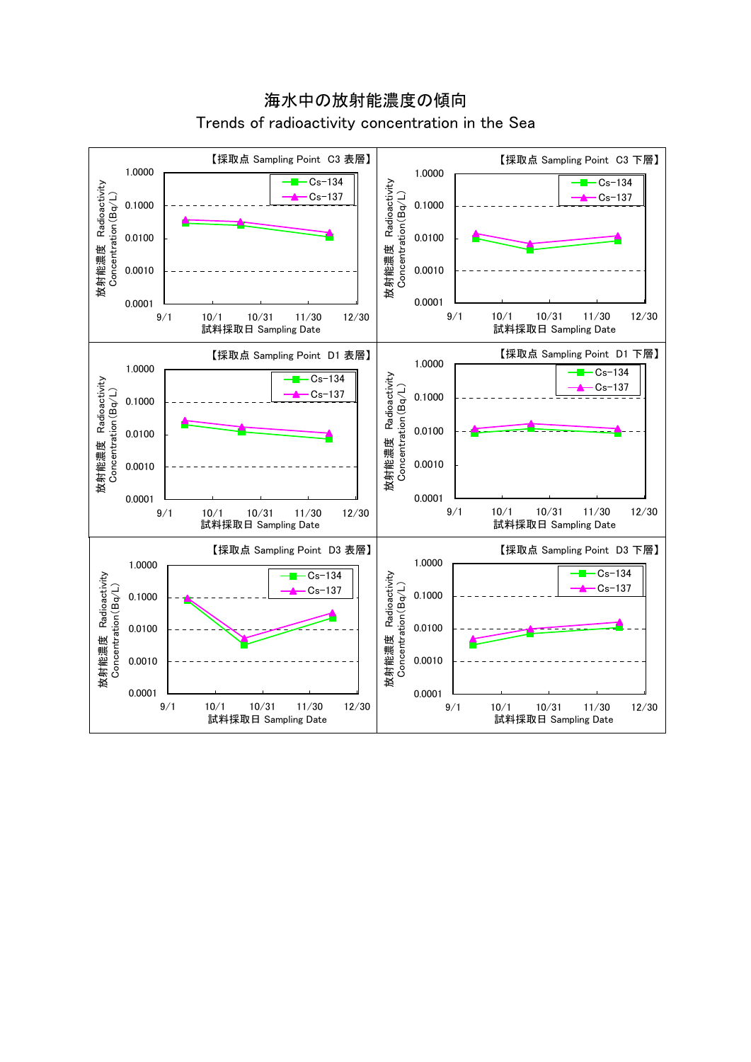# 海水中の放射能濃度の傾向

## Trends of radioactivity concentration in the Sea

【採取点 Sampling Point C3 表層】

【採取点 Sampling Point C3 下層】

【採取点 Sampling Point D1 表層】

【採取点 Sampling Point D1 下層】

【採取点 Sampling Point D3 表層】

【採取点 Sampling Point D3 下層】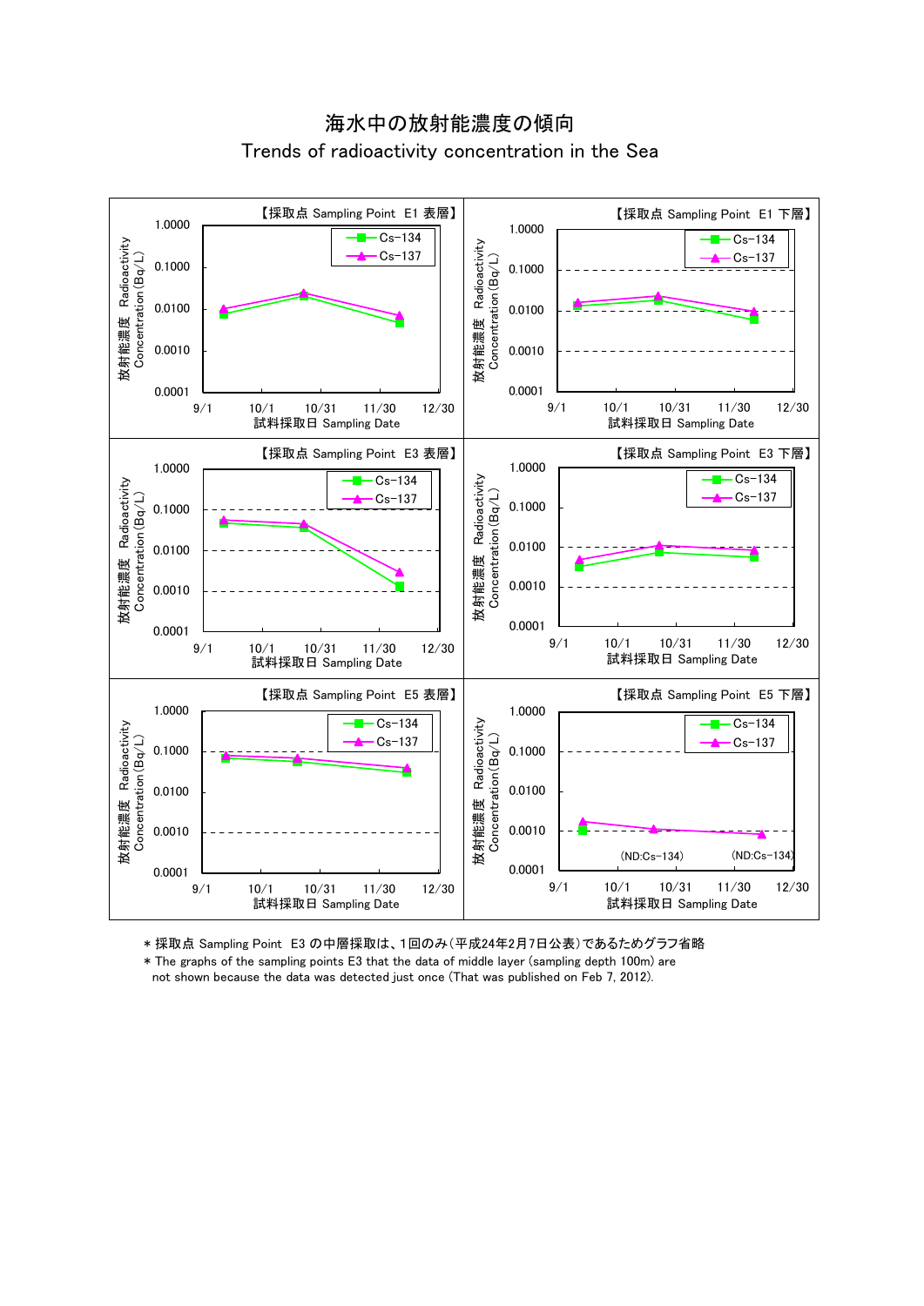# 海水中の放射能濃度の傾向
## Trends of radioactivity concentration in the Sea

【採取点 Sampling Point E1 表層】

【採取点 Sampling Point E1 下層】

【採取点 Sampling Point E3 表層】

【採取点 Sampling Point E3 下層】

【採取点 Sampling Point E5 表層】

【採取点 Sampling Point E5 下層】

(ND:Cs-134)　(ND:Cs-134)

放射能濃度 Radioactivity Concentration (Bq/L)

試料採取日 Sampling Date

＊採取点 Sampling Point E3 の中層採取は、1回のみ(平成24年2月7日公表)であるためグラフ省略

＊The graphs of the sampling points E3 that the data of middle layer (sampling depth 100m) are not shown because the data was detected just once (That was published on Feb 7, 2012).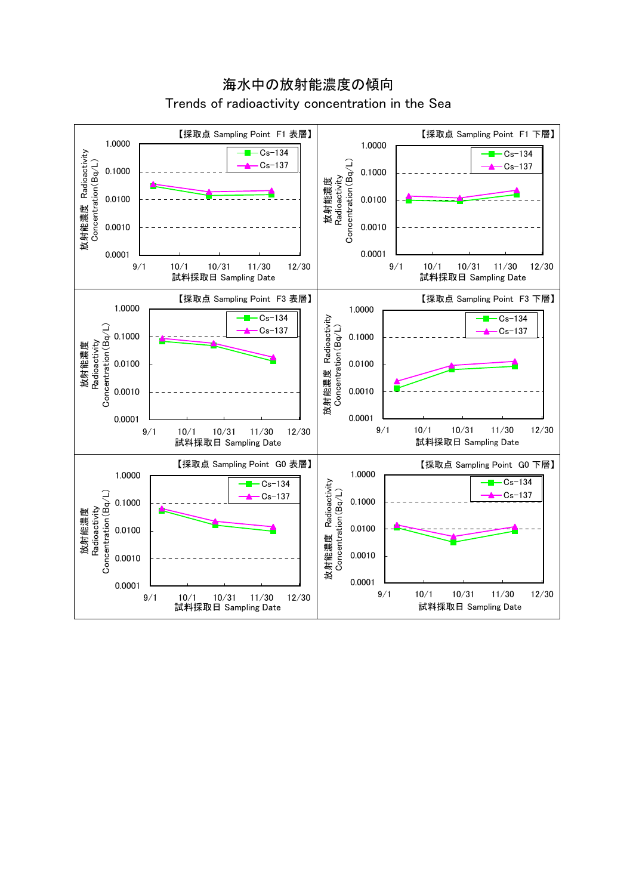# 海水中の放射能濃度の傾向

## Trends of radioactivity concentration in the Sea

【採取点 Sampling Point F1 表層】

放射能濃度 Radioactivity Concentration(Bq/L)

1.0000
0.1000
0.0100
0.0010
0.0001

9/1 10/1 10/31 11/30 12/30

試料採取日 Sampling Date

Cs-134
Cs-137

【採取点 Sampling Point F1 下層】

放射能濃度 Radioactivity Concentration(Bq/L)

1.0000
0.1000
0.0100
0.0010
0.0001

9/1 10/1 10/31 11/30 12/30

試料採取日 Sampling Date

Cs-134
Cs-137

【採取点 Sampling Point F3 表層】

放射能濃度 Radioactivity Concentration(Bq/L)

1.0000
0.1000
0.0100
0.0010
0.0001

9/1 10/1 10/31 11/30 12/30

試料採取日 Sampling Date

Cs-134
Cs-137

【採取点 Sampling Point F3 下層】

放射能濃度 Radioactivity Concentration(Bq/L)

1.0000
0.1000
0.0100
0.0010
0.0001

9/1 10/1 10/31 11/30 12/30

試料採取日 Sampling Date

Cs-134
Cs-137

【採取点 Sampling Point G0 表層】

放射能濃度 Radioactivity Concentration(Bq/L)

1.0000
0.1000
0.0100
0.0010
0.0001

9/1 10/1 10/31 11/30 12/30

試料採取日 Sampling Date

Cs-134
Cs-137

【採取点 Sampling Point G0 下層】

放射能濃度 Radioactivity Concentration(Bq/L)

1.0000
0.1000
0.0100
0.0010
0.0001

9/1 10/1 10/31 11/30 12/30

試料採取日 Sampling Date

Cs-134
Cs-137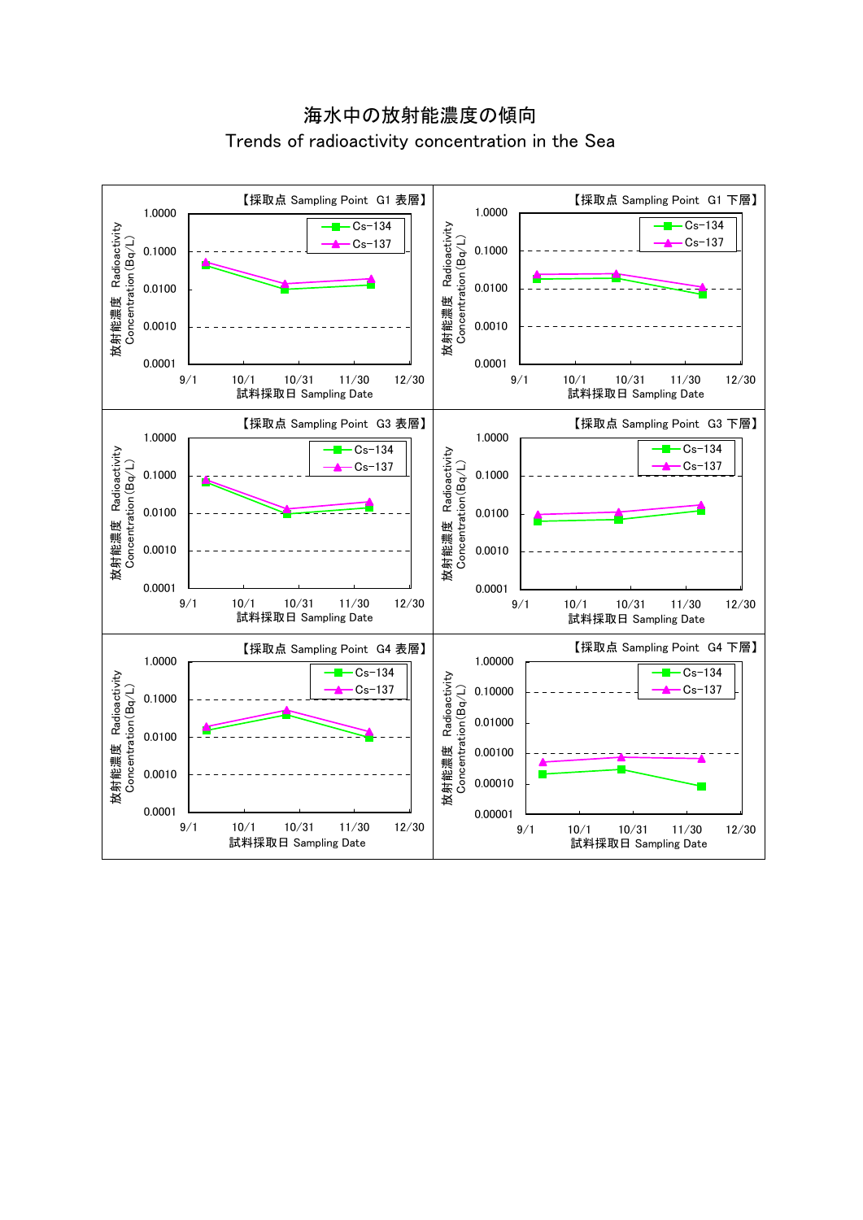# 海水中の放射能濃度の傾向

## Trends of radioactivity concentration in the Sea

【採取点 Sampling Point　G1 表層】

放射能濃度　Radioactivity Concentration (Bq/L)

1.0000 / 0.1000 / 0.0100 / 0.0010 / 0.0001

9/1　10/1　10/31　11/30　12/30

試料採取日 Sampling Date

Cs-134 / Cs-137

【採取点 Sampling Point　G1 下層】

放射能濃度　Radioactivity Concentration (Bq/L)

1.0000 / 0.1000 / 0.0100 / 0.0010 / 0.0001

9/1　10/1　10/31　11/30　12/30

試料採取日 Sampling Date

Cs-134 / Cs-137

【採取点 Sampling Point　G3 表層】

放射能濃度　Radioactivity Concentration (Bq/L)

1.0000 / 0.1000 / 0.0100 / 0.0010 / 0.0001

9/1　10/1　10/31　11/30　12/30

試料採取日 Sampling Date

Cs-134 / Cs-137

【採取点 Sampling Point　G3 下層】

放射能濃度　Radioactivity Concentration (Bq/L)

1.0000 / 0.1000 / 0.0100 / 0.0010 / 0.0001

9/1　10/1　10/31　11/30　12/30

試料採取日 Sampling Date

Cs-134 / Cs-137

【採取点 Sampling Point　G4 表層】

放射能濃度　Radioactivity Concentration (Bq/L)

1.0000 / 0.1000 / 0.0100 / 0.0010 / 0.0001

9/1　10/1　10/31　11/30　12/30

試料採取日 Sampling Date

Cs-134 / Cs-137

【採取点 Sampling Point　G4 下層】

放射能濃度　Radioactivity Concentration (Bq/L)

1.00000 / 0.10000 / 0.01000 / 0.00100 / 0.00010 / 0.00001

9/1　10/1　10/31　11/30　12/30

試料採取日 Sampling Date

Cs-134 / Cs-137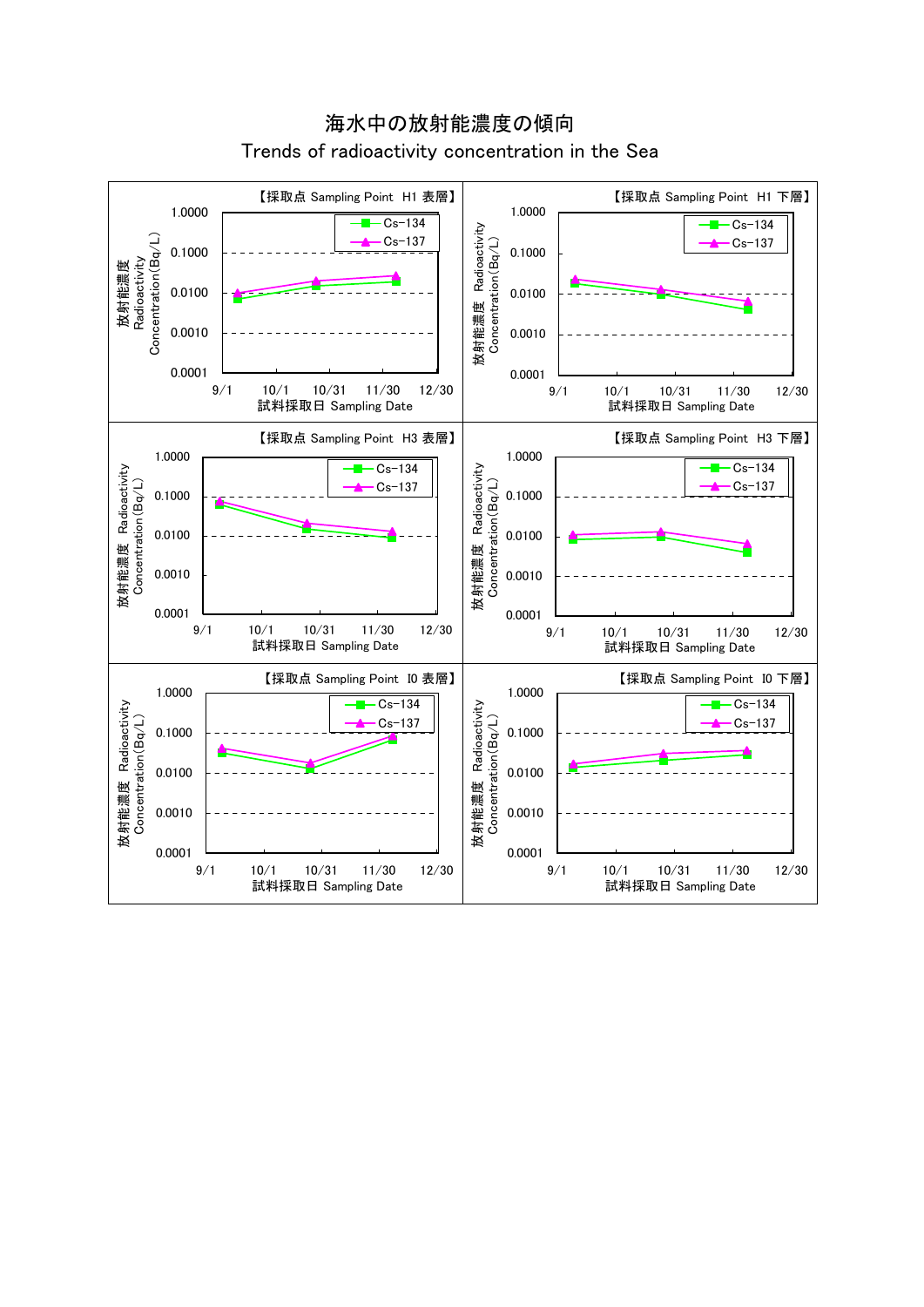# 海水中の放射能濃度の傾向

## Trends of radioactivity concentration in the Sea

【採取点 Sampling Point H1 表層】

放射能濃度 Radioactivity Concentration(Bq/L)

1.0000 / 0.1000 / 0.0100 / 0.0010 / 0.0001

9/1 10/1 10/31 11/30 12/30

試料採取日 Sampling Date

Cs-134 / Cs-137

【採取点 Sampling Point H1 下層】

放射能濃度 Radioactivity Concentration(Bq/L)

1.0000 / 0.1000 / 0.0100 / 0.0010 / 0.0001

9/1 10/1 10/31 11/30 12/30

試料採取日 Sampling Date

Cs-134 / Cs-137

【採取点 Sampling Point H3 表層】

放射能濃度 Radioactivity Concentration(Bq/L)

1.0000 / 0.1000 / 0.0100 / 0.0010 / 0.0001

9/1 10/1 10/31 11/30 12/30

試料採取日 Sampling Date

Cs-134 / Cs-137

【採取点 Sampling Point H3 下層】

放射能濃度 Radioactivity Concentration(Bq/L)

1.0000 / 0.1000 / 0.0100 / 0.0010 / 0.0001

9/1 10/1 10/31 11/30 12/30

試料採取日 Sampling Date

Cs-134 / Cs-137

【採取点 Sampling Point I0 表層】

放射能濃度 Radioactivity Concentration(Bq/L)

1.0000 / 0.1000 / 0.0100 / 0.0010 / 0.0001

9/1 10/1 10/31 11/30 12/30

試料採取日 Sampling Date

Cs-134 / Cs-137

【採取点 Sampling Point I0 下層】

放射能濃度 Radioactivity Concentration(Bq/L)

1.0000 / 0.1000 / 0.0100 / 0.0010 / 0.0001

9/1 10/1 10/31 11/30 12/30

試料採取日 Sampling Date

Cs-134 / Cs-137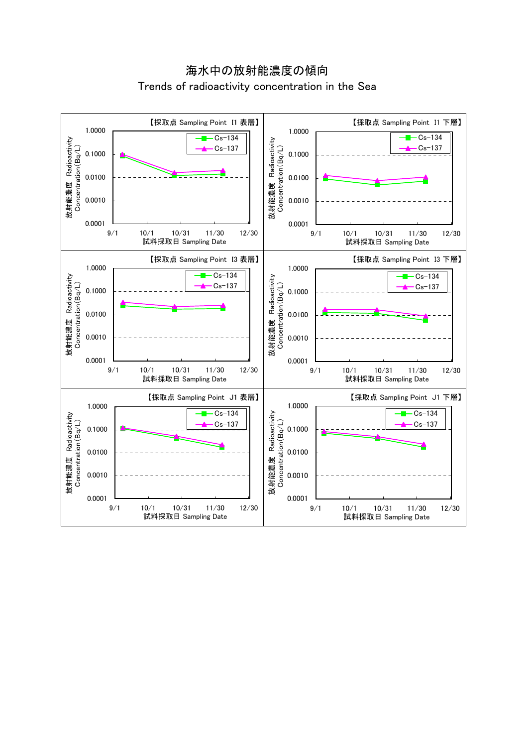# 海水中の放射能濃度の傾向

## Trends of radioactivity concentration in the Sea

【採取点 Sampling Point I1 表層】

放射能濃度 Radioactivity Concentration(Bq/L)

1.0000, 0.1000, 0.0100, 0.0010, 0.0001

Cs−134, Cs−137

9/1, 10/1, 10/31, 11/30, 12/30

試料採取日 Sampling Date

【採取点 Sampling Point I1 下層】

放射能濃度 Radioactivity Concentration(Bq/L)

1.0000, 0.1000, 0.0100, 0.0010, 0.0001

Cs−134, Cs−137

9/1, 10/1, 10/31, 11/30, 12/30

試料採取日 Sampling Date

【採取点 Sampling Point I3 表層】

放射能濃度 Radioactivity Concentration(Bq/L)

1.0000, 0.1000, 0.0100, 0.0010, 0.0001

Cs−134, Cs−137

9/1, 10/1, 10/31, 11/30, 12/30

試料採取日 Sampling Date

【採取点 Sampling Point I3 下層】

放射能濃度 Radioactivity Concentration(Bq/L)

1.0000, 0.1000, 0.0100, 0.0010, 0.0001

Cs−134, Cs−137

9/1, 10/1, 10/31, 11/30, 12/30

試料採取日 Sampling Date

【採取点 Sampling Point J1 表層】

放射能濃度 Radioactivity Concentration(Bq/L)

1.0000, 0.1000, 0.0100, 0.0010, 0.0001

Cs−134, Cs−137

9/1, 10/1, 10/31, 11/30, 12/30

試料採取日 Sampling Date

【採取点 Sampling Point J1 下層】

放射能濃度 Radioactivity Concentration(Bq/L)

1.0000, 0.1000, 0.0100, 0.0010, 0.0001

Cs−134, Cs−137

9/1, 10/1, 10/31, 11/30, 12/30

試料採取日 Sampling Date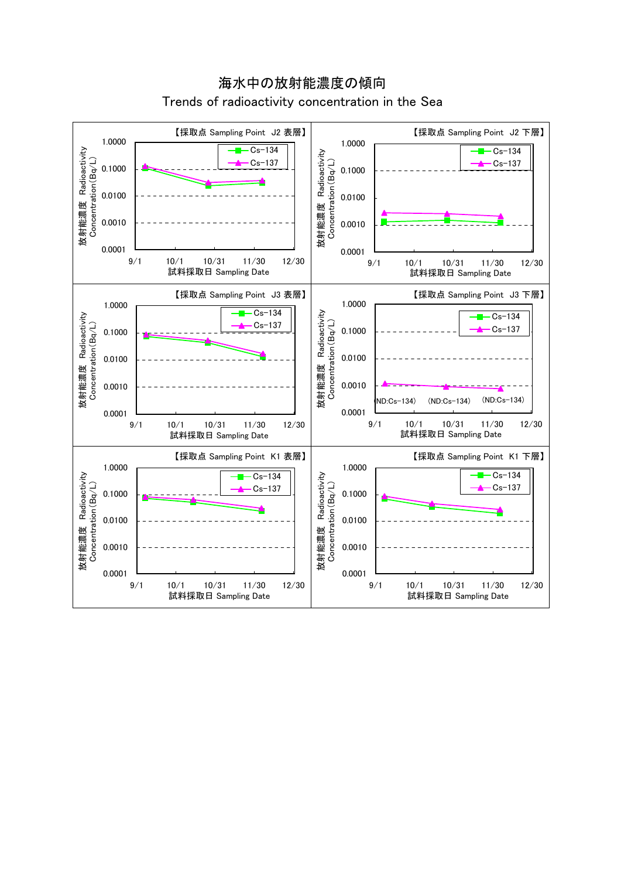# 海水中の放射能濃度の傾向

## Trends of radioactivity concentration in the Sea

【採取点 Sampling Point J2 表層】

放射能濃度 Radioactivity Concentration (Bq/L)

1.0000, 0.1000, 0.0100, 0.0010, 0.0001

9/1, 10/1, 10/31, 11/30, 12/30

試料採取日 Sampling Date

Cs−134, Cs−137

【採取点 Sampling Point J2 下層】

放射能濃度 Radioactivity Concentration (Bq/L)

1.0000, 0.1000, 0.0100, 0.0010, 0.0001

9/1, 10/1, 10/31, 11/30, 12/30

試料採取日 Sampling Date

Cs−134, Cs−137

【採取点 Sampling Point J3 表層】

放射能濃度 Radioactivity Concentration (Bq/L)

1.0000, 0.1000, 0.0100, 0.0010, 0.0001

9/1, 10/1, 10/31, 11/30, 12/30

試料採取日 Sampling Date

Cs−134, Cs−137

【採取点 Sampling Point J3 下層】

放射能濃度 Radioactivity Concentration (Bq/L)

1.0000, 0.1000, 0.0100, 0.0010, 0.0001

9/1, 10/1, 10/31, 11/30, 12/30

試料採取日 Sampling Date

Cs−134, Cs−137

(ND:Cs−134) (ND:Cs−134) (ND:Cs−134)

【採取点 Sampling Point K1 表層】

放射能濃度 Radioactivity Concentration (Bq/L)

1.0000, 0.1000, 0.0100, 0.0010, 0.0001

9/1, 10/1, 10/31, 11/30, 12/30

試料採取日 Sampling Date

Cs−134, Cs−137

【採取点 Sampling Point K1 下層】

放射能濃度 Radioactivity Concentration (Bq/L)

1.0000, 0.1000, 0.0100, 0.0010, 0.0001

9/1, 10/1, 10/31, 11/30, 12/30

試料採取日 Sampling Date

Cs−134, Cs−137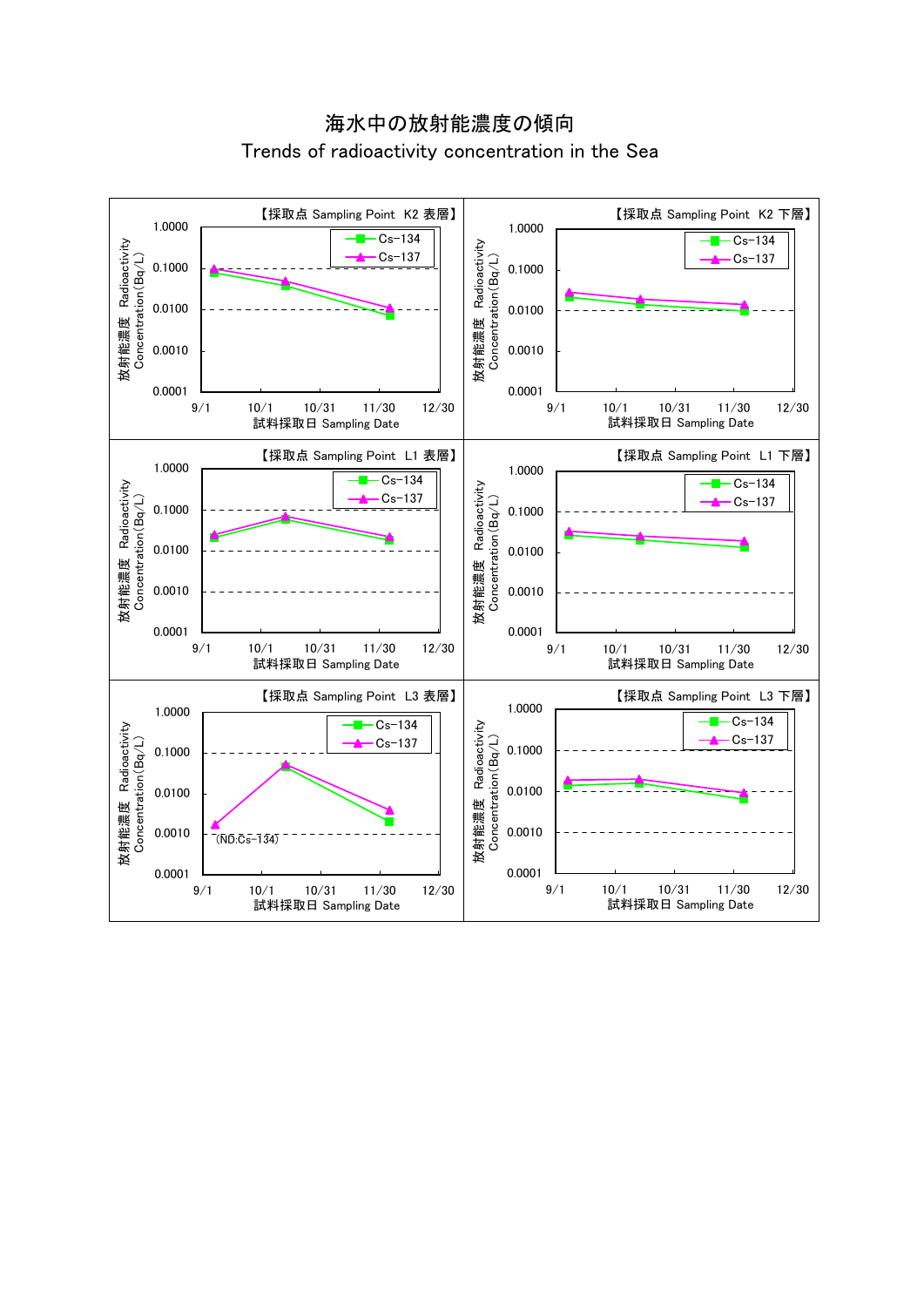# 海水中の放射能濃度の傾向

## Trends of radioactivity concentration in the Sea

【採取点 Sampling Point K2 表層】

放射能濃度 Radioactivity Concentration(Bq/L)

1.0000
0.1000
0.0100
0.0010
0.0001

Cs-134
Cs-137

9/1 10/1 10/31 11/30 12/30

試料採取日 Sampling Date

【採取点 Sampling Point K2 下層】

放射能濃度 Radioactivity Concentration(Bq/L)

1.0000
0.1000
0.0100
0.0010
0.0001

Cs-134
Cs-137

9/1 10/1 10/31 11/30 12/30

試料採取日 Sampling Date

【採取点 Sampling Point L1 表層】

放射能濃度 Radioactivity Concentration(Bq/L)

1.0000
0.1000
0.0100
0.0010
0.0001

Cs-134
Cs-137

9/1 10/1 10/31 11/30 12/30

試料採取日 Sampling Date

【採取点 Sampling Point L1 下層】

放射能濃度 Radioactivity Concentration(Bq/L)

1.0000
0.1000
0.0100
0.0010
0.0001

Cs-134
Cs-137

9/1 10/1 10/31 11/30 12/30

試料採取日 Sampling Date

【採取点 Sampling Point L3 表層】

放射能濃度 Radioactivity Concentration(Bq/L)

1.0000
0.1000
0.0100
0.0010
0.0001

Cs-134
Cs-137

(ND:Cs-134)

9/1 10/1 10/31 11/30 12/30

試料採取日 Sampling Date

【採取点 Sampling Point L3 下層】

放射能濃度 Radioactivity Concentration(Bq/L)

1.0000
0.1000
0.0100
0.0010
0.0001

Cs-134
Cs-137

9/1 10/1 10/31 11/30 12/30

試料採取日 Sampling Date